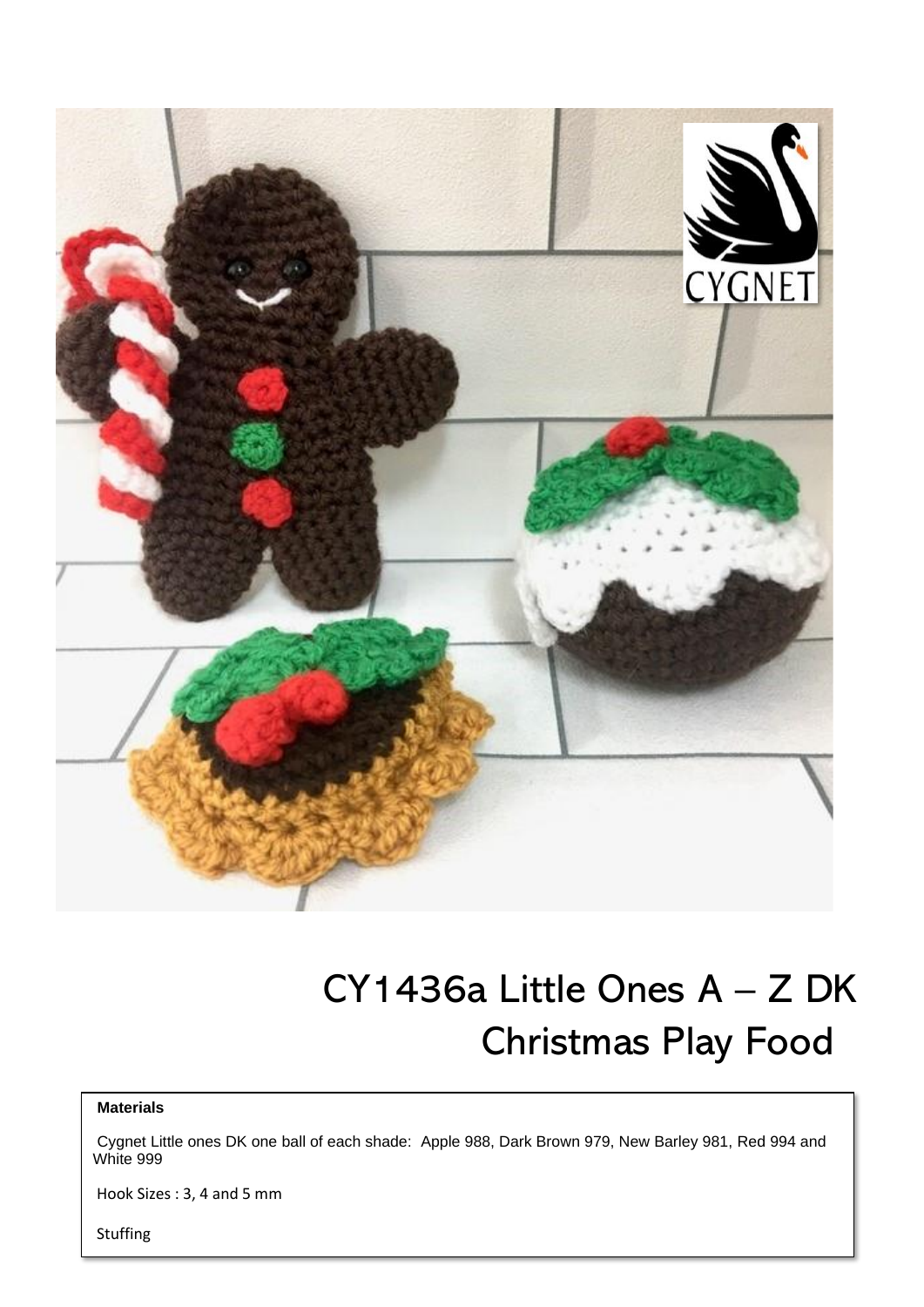# CY1436a Little Ones A – Z DK
## Christmas Play Food

**Materials**

Cygnet Little ones DK one ball of each shade: Apple 988, Dark Brown 979, New Barley 981, Red 994 and White 999

Hook Sizes : 3, 4 and 5 mm

Stuffing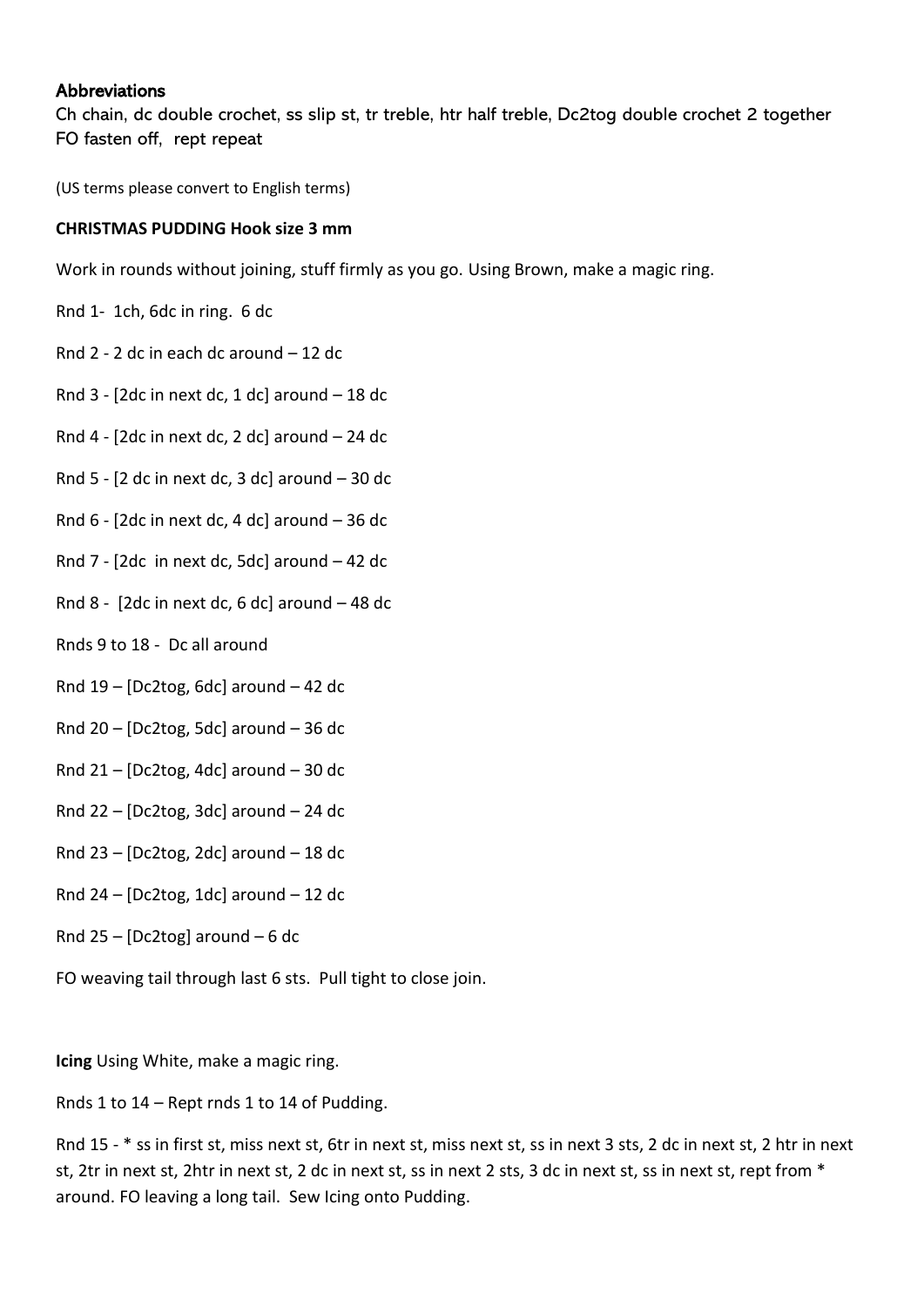### Abbreviations

Ch chain, dc double crochet, ss slip st, tr treble, htr half treble, Dc2tog double crochet 2 together FO fasten off, rept repeat

(US terms please convert to English terms)

**CHRISTMAS PUDDING Hook size 3 mm**

Work in rounds without joining, stuff firmly as you go. Using Brown, make a magic ring.

Rnd 1- 1ch, 6dc in ring. 6 dc

Rnd 2 - 2 dc in each dc around – 12 dc

Rnd 3 - [2dc in next dc, 1 dc] around – 18 dc

Rnd 4 - [2dc in next dc, 2 dc] around – 24 dc

Rnd 5 - [2 dc in next dc, 3 dc] around – 30 dc

Rnd 6 - [2dc in next dc, 4 dc] around – 36 dc

Rnd 7 - [2dc in next dc, 5dc] around – 42 dc

Rnd 8 - [2dc in next dc, 6 dc] around – 48 dc

Rnds 9 to 18 - Dc all around

Rnd 19 – [Dc2tog, 6dc] around – 42 dc

Rnd 20 – [Dc2tog, 5dc] around – 36 dc

Rnd 21 – [Dc2tog, 4dc] around – 30 dc

Rnd 22 – [Dc2tog, 3dc] around – 24 dc

Rnd 23 – [Dc2tog, 2dc] around – 18 dc

Rnd 24 – [Dc2tog, 1dc] around – 12 dc

Rnd 25 – [Dc2tog] around – 6 dc

FO weaving tail through last 6 sts. Pull tight to close join.

**Icing** Using White, make a magic ring.

Rnds 1 to 14 – Rept rnds 1 to 14 of Pudding.

Rnd 15 - * ss in first st, miss next st, 6tr in next st, miss next st, ss in next 3 sts, 2 dc in next st, 2 htr in next st, 2tr in next st, 2htr in next st, 2 dc in next st, ss in next 2 sts, 3 dc in next st, ss in next st, rept from * around. FO leaving a long tail. Sew Icing onto Pudding.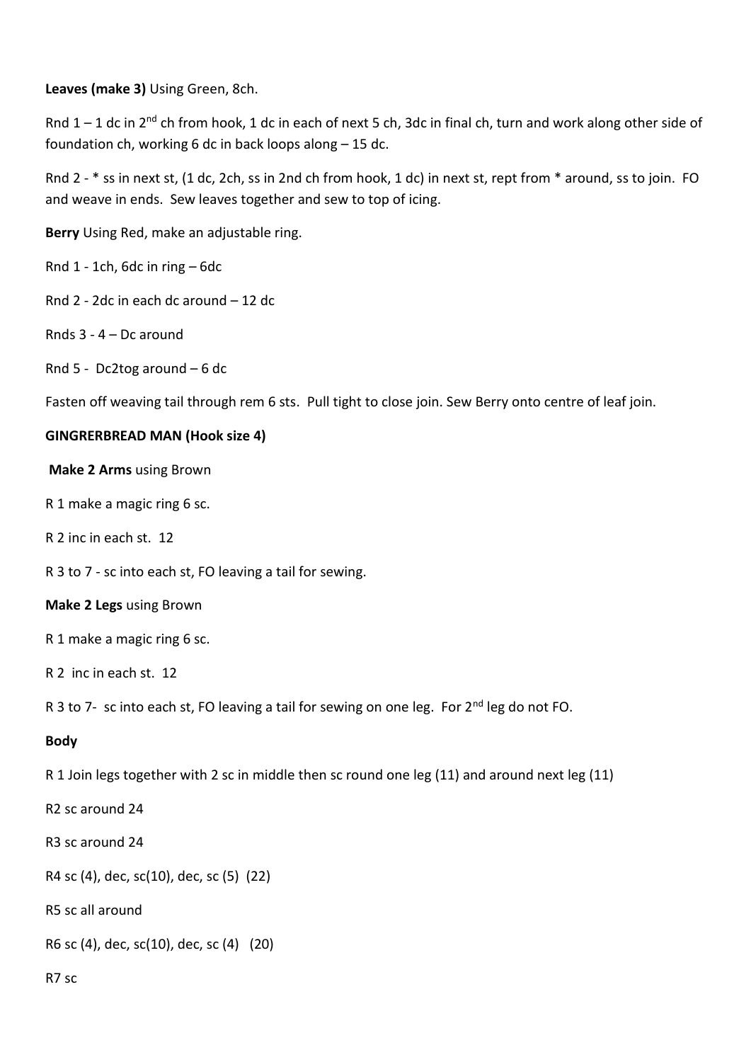**Leaves (make 3)** Using Green, 8ch.

Rnd 1 – 1 dc in 2nd ch from hook, 1 dc in each of next 5 ch, 3dc in final ch, turn and work along other side of foundation ch, working 6 dc in back loops along – 15 dc.

Rnd 2 - * ss in next st, (1 dc, 2ch, ss in 2nd ch from hook, 1 dc) in next st, rept from * around, ss to join. FO and weave in ends. Sew leaves together and sew to top of icing.

**Berry** Using Red, make an adjustable ring.

Rnd 1 - 1ch, 6dc in ring – 6dc

Rnd 2 - 2dc in each dc around – 12 dc

Rnds 3 - 4 – Dc around

Rnd 5 - Dc2tog around – 6 dc

Fasten off weaving tail through rem 6 sts. Pull tight to close join. Sew Berry onto centre of leaf join.

**GINGRERBREAD MAN (Hook size 4)**

**Make 2 Arms** using Brown

R 1 make a magic ring 6 sc.

R 2 inc in each st. 12

R 3 to 7 - sc into each st, FO leaving a tail for sewing.

**Make 2 Legs** using Brown

R 1 make a magic ring 6 sc.

R 2 inc in each st. 12

R 3 to 7- sc into each st, FO leaving a tail for sewing on one leg. For 2nd leg do not FO.

**Body**

R 1 Join legs together with 2 sc in middle then sc round one leg (11) and around next leg (11)

R2 sc around 24

R3 sc around 24

R4 sc (4), dec, sc(10), dec, sc (5) (22)

R5 sc all around

R6 sc (4), dec, sc(10), dec, sc (4) (20)

R7 sc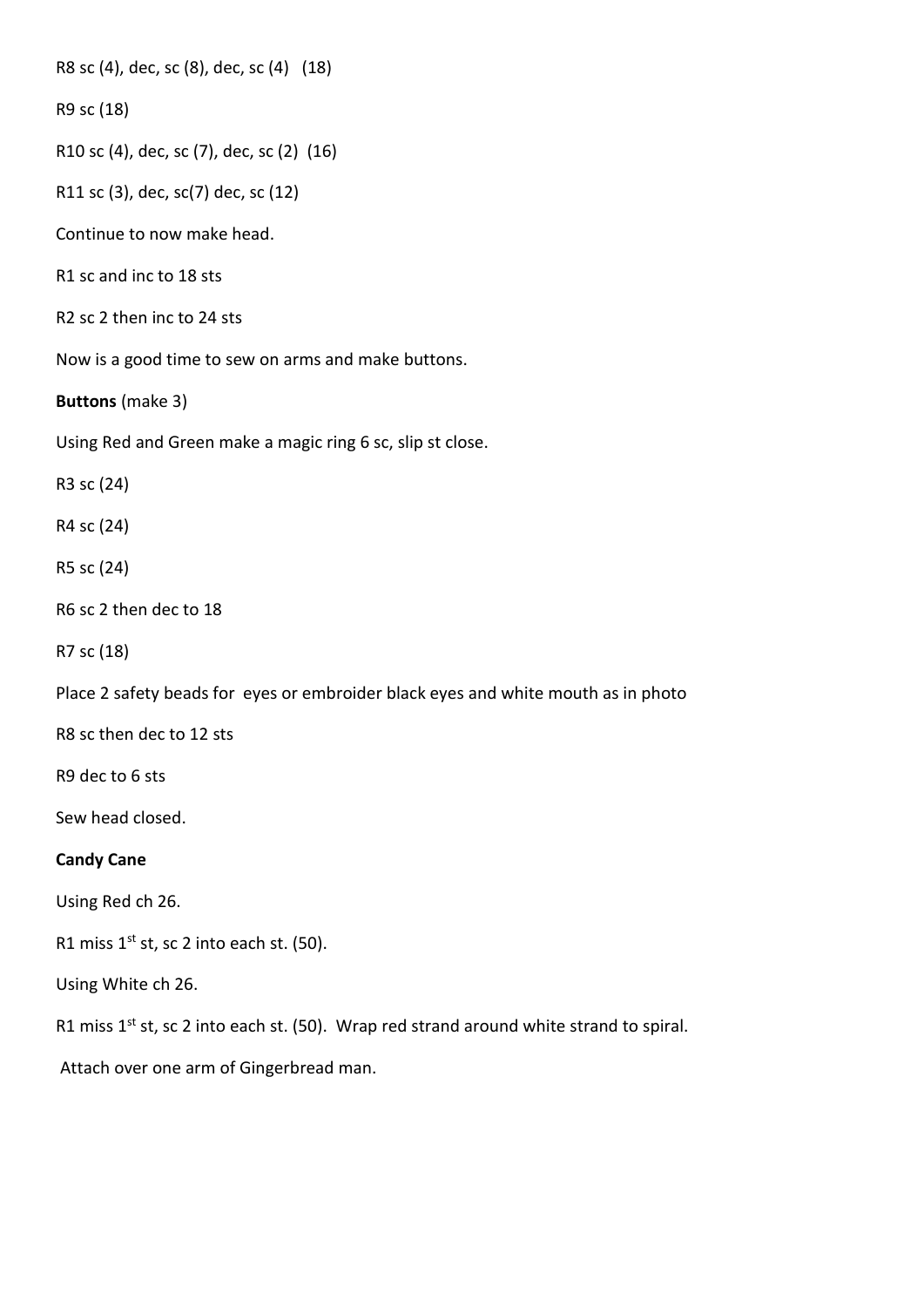R8 sc (4), dec, sc (8), dec, sc (4)   (18)

R9 sc (18)

R10 sc (4), dec, sc (7), dec, sc (2)  (16)

R11 sc (3), dec, sc(7) dec, sc (12)

Continue to now make head.

R1 sc and inc to 18 sts

R2 sc 2 then inc to 24 sts

Now is a good time to sew on arms and make buttons.

**Buttons** (make 3)

Using Red and Green make a magic ring 6 sc, slip st close.

R3 sc (24)

R4 sc (24)

R5 sc (24)

R6 sc 2 then dec to 18

R7 sc (18)

Place 2 safety beads for  eyes or embroider black eyes and white mouth as in photo

R8 sc then dec to 12 sts

R9 dec to 6 sts

Sew head closed.

**Candy Cane**

Using Red ch 26.

R1 miss 1st st, sc 2 into each st. (50).

Using White ch 26.

R1 miss 1st st, sc 2 into each st. (50).  Wrap red strand around white strand to spiral.

Attach over one arm of Gingerbread man.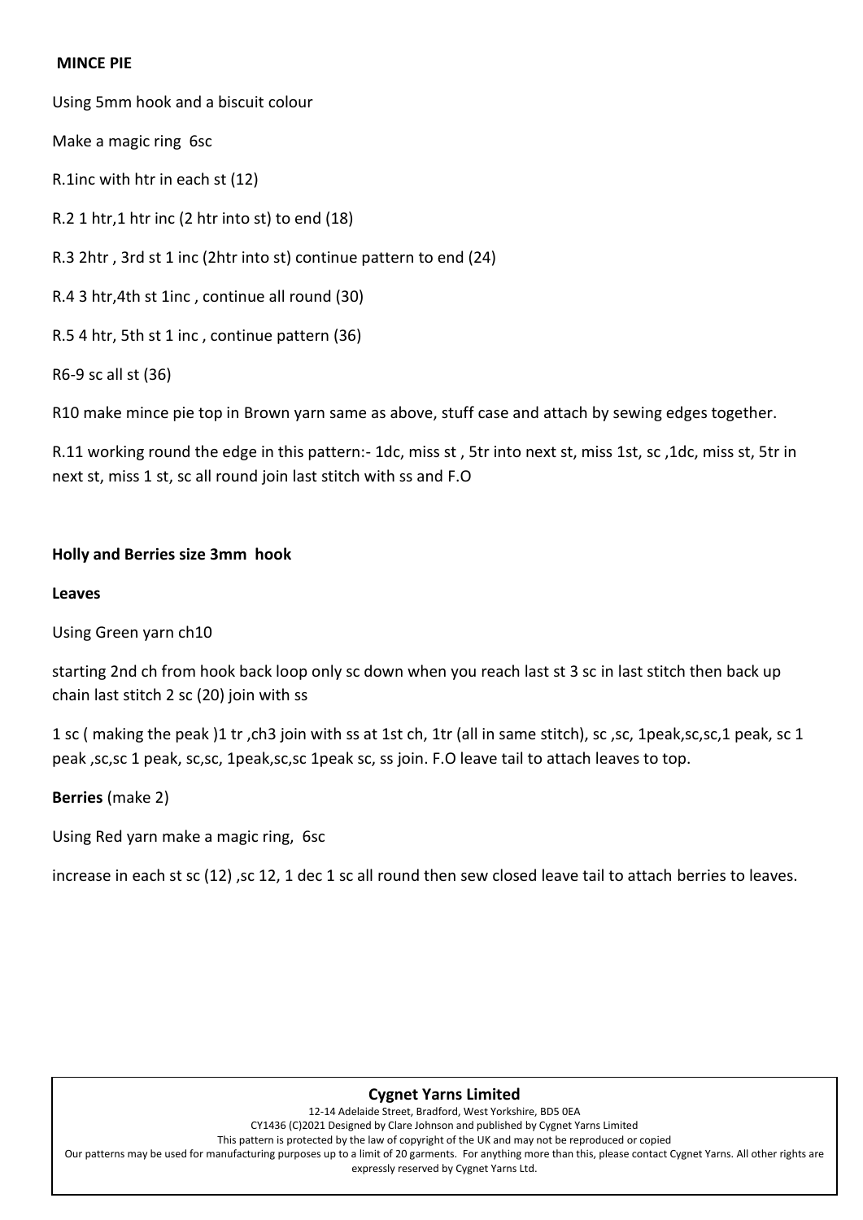**MINCE PIE**

Using 5mm hook and a biscuit colour

Make a magic ring  6sc

R.1inc with htr in each st (12)

R.2 1 htr,1 htr inc (2 htr into st) to end (18)

R.3 2htr , 3rd st 1 inc (2htr into st) continue pattern to end (24)

R.4 3 htr,4th st 1inc , continue all round (30)

R.5 4 htr, 5th st 1 inc , continue pattern (36)

R6-9 sc all st (36)

R10 make mince pie top in Brown yarn same as above, stuff case and attach by sewing edges together.

R.11 working round the edge in this pattern:- 1dc, miss st , 5tr into next st, miss 1st, sc ,1dc, miss st, 5tr in next st, miss 1 st, sc all round join last stitch with ss and F.O

**Holly and Berries size 3mm  hook**

**Leaves**

Using Green yarn ch10

starting 2nd ch from hook back loop only sc down when you reach last st 3 sc in last stitch then back up chain last stitch 2 sc (20) join with ss

1 sc ( making the peak )1 tr ,ch3 join with ss at 1st ch, 1tr (all in same stitch), sc ,sc, 1peak,sc,sc,1 peak, sc 1 peak ,sc,sc 1 peak, sc,sc, 1peak,sc,sc 1peak sc, ss join. F.O leave tail to attach leaves to top.

**Berries** (make 2)

Using Red yarn make a magic ring,  6sc

increase in each st sc (12) ,sc 12, 1 dec 1 sc all round then sew closed leave tail to attach berries to leaves.

**Cygnet Yarns Limited**

12-14 Adelaide Street, Bradford, West Yorkshire, BD5 0EA

CY1436 (C)2021 Designed by Clare Johnson and published by Cygnet Yarns Limited

This pattern is protected by the law of copyright of the UK and may not be reproduced or copied

Our patterns may be used for manufacturing purposes up to a limit of 20 garments. For anything more than this, please contact Cygnet Yarns. All other rights are expressly reserved by Cygnet Yarns Ltd.